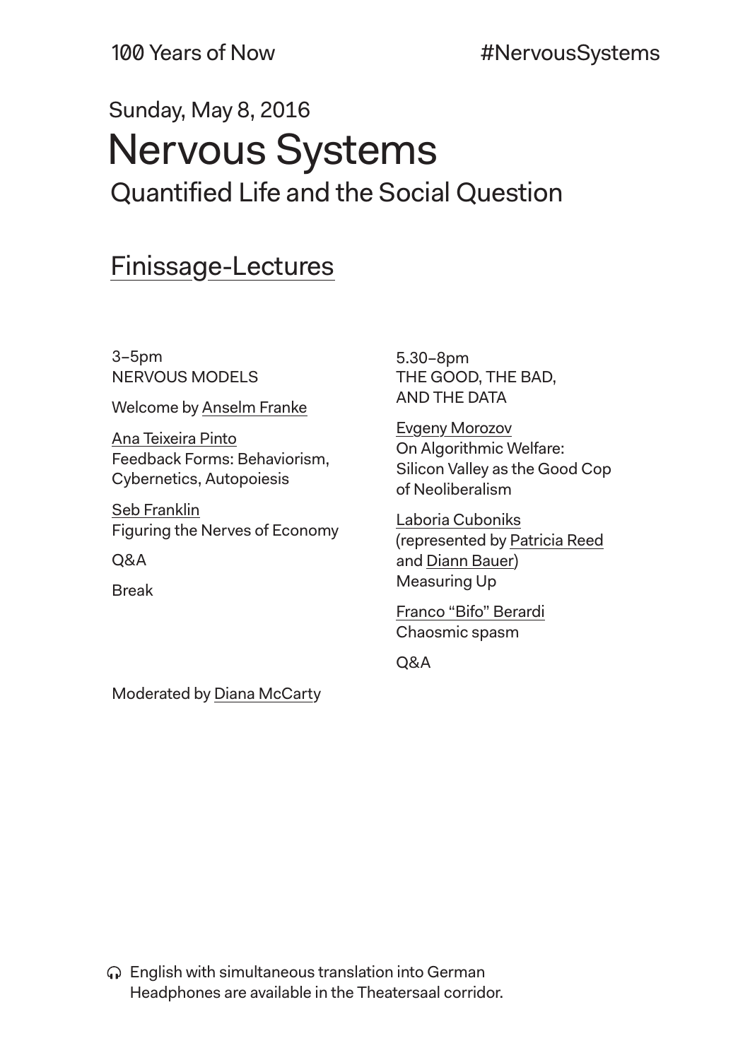100 Years of Now #NervousSystems

Sunday, May 8, 2016

# Nervous Systems

## Quantified Life and the Social Question

## Finissage-Lectures

3–5pm
NERVOUS MODELS

Welcome by Anselm Franke

Ana Teixeira Pinto
Feedback Forms: Behaviorism, Cybernetics, Autopoiesis

Seb Franklin
Figuring the Nerves of Economy

Q&A

Break

5.30–8pm
THE GOOD, THE BAD, AND THE DATA

Evgeny Morozov
On Algorithmic Welfare: Silicon Valley as the Good Cop of Neoliberalism

Laboria Cuboniks
(represented by Patricia Reed and Diann Bauer)
Measuring Up

Franco “Bifo” Berardi
Chaosmic spasm

Q&A

Moderated by Diana McCarty

English with simultaneous translation into German
Headphones are available in the Theatersaal corridor.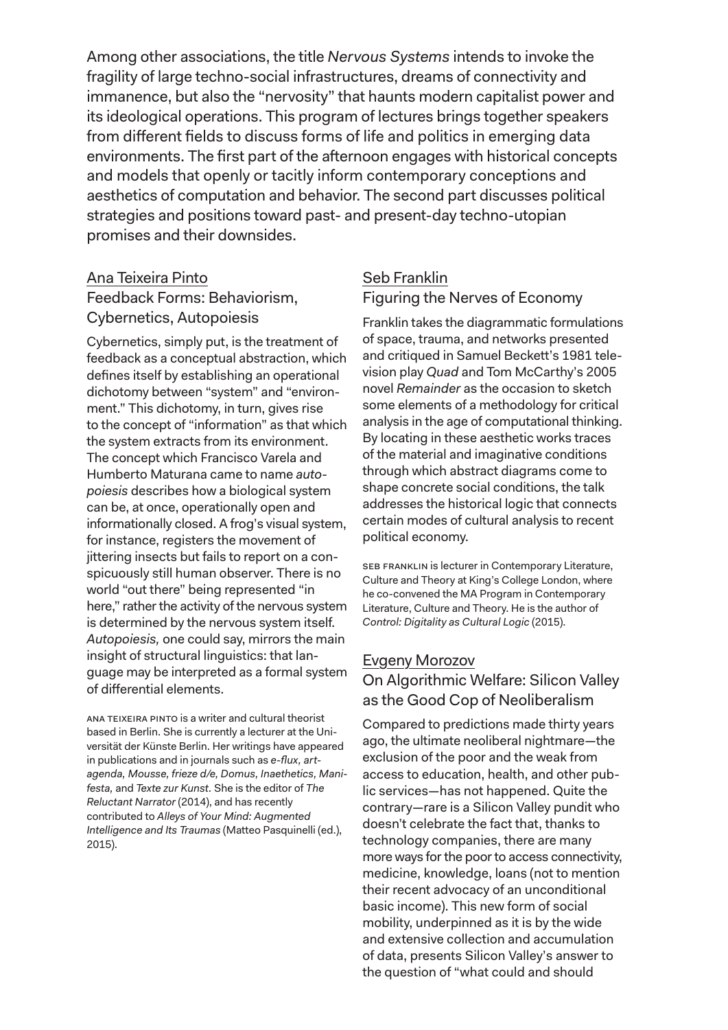Among other associations, the title *Nervous Systems* intends to invoke the fragility of large techno-social infrastructures, dreams of connectivity and immanence, but also the "nervosity" that haunts modern capitalist power and its ideological operations. This program of lectures brings together speakers from different fields to discuss forms of life and politics in emerging data environments. The first part of the afternoon engages with historical concepts and models that openly or tacitly inform contemporary conceptions and aesthetics of computation and behavior. The second part discusses political strategies and positions toward past- and present-day techno-utopian promises and their downsides.

## Ana Teixeira Pinto

### Feedback Forms: Behaviorism, Cybernetics, Autopoiesis

Cybernetics, simply put, is the treatment of feedback as a conceptual abstraction, which defines itself by establishing an operational dichotomy between "system" and "environment." This dichotomy, in turn, gives rise to the concept of "information" as that which the system extracts from its environment. The concept which Francisco Varela and Humberto Maturana came to name *autopoiesis* describes how a biological system can be, at once, operationally open and informationally closed. A frog's visual system, for instance, registers the movement of jittering insects but fails to report on a conspicuously still human observer. There is no world "out there" being represented "in here," rather the activity of the nervous system is determined by the nervous system itself. *Autopoiesis,* one could say, mirrors the main insight of structural linguistics: that language may be interpreted as a formal system of differential elements.

ANA TEIXEIRA PINTO is a writer and cultural theorist based in Berlin. She is currently a lecturer at the Universität der Künste Berlin. Her writings have appeared in publications and in journals such as *e-flux, art-agenda, Mousse, frieze d/e, Domus, Inaethetics, Manifesta,* and *Texte zur Kunst.* She is the editor of *The Reluctant Narrator* (2014), and has recently contributed to *Alleys of Your Mind: Augmented Intelligence and Its Traumas* (Matteo Pasquinelli (ed.), 2015).

## Seb Franklin

### Figuring the Nerves of Economy

Franklin takes the diagrammatic formulations of space, trauma, and networks presented and critiqued in Samuel Beckett's 1981 television play *Quad* and Tom McCarthy's 2005 novel *Remainder* as the occasion to sketch some elements of a methodology for critical analysis in the age of computational thinking. By locating in these aesthetic works traces of the material and imaginative conditions through which abstract diagrams come to shape concrete social conditions, the talk addresses the historical logic that connects certain modes of cultural analysis to recent political economy.

SEB FRANKLIN is lecturer in Contemporary Literature, Culture and Theory at King's College London, where he co-convened the MA Program in Contemporary Literature, Culture and Theory. He is the author of *Control: Digitality as Cultural Logic* (2015).

## Evgeny Morozov

### On Algorithmic Welfare: Silicon Valley as the Good Cop of Neoliberalism

Compared to predictions made thirty years ago, the ultimate neoliberal nightmare—the exclusion of the poor and the weak from access to education, health, and other public services—has not happened. Quite the contrary—rare is a Silicon Valley pundit who doesn't celebrate the fact that, thanks to technology companies, there are many more ways for the poor to access connectivity, medicine, knowledge, loans (not to mention their recent advocacy of an unconditional basic income). This new form of social mobility, underpinned as it is by the wide and extensive collection and accumulation of data, presents Silicon Valley's answer to the question of "what could and should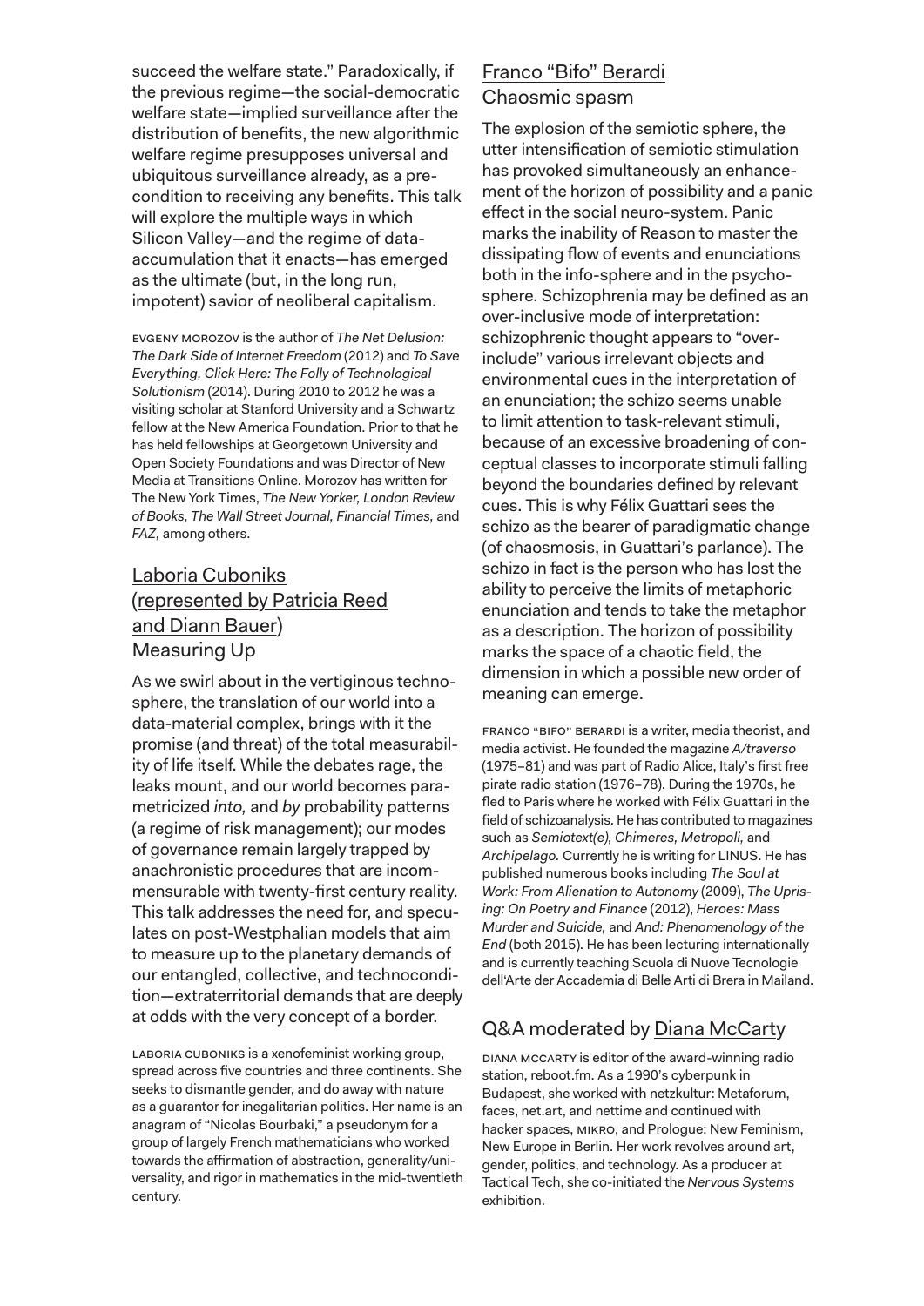succeed the welfare state." Paradoxically, if the previous regime—the social-democratic welfare state—implied surveillance after the distribution of benefits, the new algorithmic welfare regime presupposes universal and ubiquitous surveillance already, as a precondition to receiving any benefits. This talk will explore the multiple ways in which Silicon Valley—and the regime of data-accumulation that it enacts—has emerged as the ultimate (but, in the long run, impotent) savior of neoliberal capitalism.

EVGENY MOROZOV is the author of *The Net Delusion: The Dark Side of Internet Freedom* (2012) and *To Save Everything, Click Here: The Folly of Technological Solutionism* (2014). During 2010 to 2012 he was a visiting scholar at Stanford University and a Schwartz fellow at the New America Foundation. Prior to that he has held fellowships at Georgetown University and Open Society Foundations and was Director of New Media at Transitions Online. Morozov has written for The New York Times, *The New Yorker, London Review of Books, The Wall Street Journal, Financial Times,* and *FAZ,* among others.

## Laboria Cuboniks (represented by Patricia Reed and Diann Bauer)
## Measuring Up

As we swirl about in the vertiginous technosphere, the translation of our world into a data-material complex, brings with it the promise (and threat) of the total measurability of life itself. While the debates rage, the leaks mount, and our world becomes parametricized *into,* and *by* probability patterns (a regime of risk management); our modes of governance remain largely trapped by anachronistic procedures that are incommensurable with twenty-first century reality. This talk addresses the need for, and speculates on post-Westphalian models that aim to measure up to the planetary demands of our entangled, collective, and technocondition—extraterritorial demands that are deeply at odds with the very concept of a border.

LABORIA CUBONIKS is a xenofeminist working group, spread across five countries and three continents. She seeks to dismantle gender, and do away with nature as a guarantor for inegalitarian politics. Her name is an anagram of "Nicolas Bourbaki," a pseudonym for a group of largely French mathematicians who worked towards the affirmation of abstraction, generality/universality, and rigor in mathematics in the mid-twentieth century.

## Franco "Bifo" Berardi
## Chaosmic spasm

The explosion of the semiotic sphere, the utter intensification of semiotic stimulation has provoked simultaneously an enhancement of the horizon of possibility and a panic effect in the social neuro-system. Panic marks the inability of Reason to master the dissipating flow of events and enunciations both in the info-sphere and in the psychosphere. Schizophrenia may be defined as an over-inclusive mode of interpretation: schizophrenic thought appears to "over-include" various irrelevant objects and environmental cues in the interpretation of an enunciation; the schizo seems unable to limit attention to task-relevant stimuli, because of an excessive broadening of conceptual classes to incorporate stimuli falling beyond the boundaries defined by relevant cues. This is why Félix Guattari sees the schizo as the bearer of paradigmatic change (of chaosmosis, in Guattari's parlance). The schizo in fact is the person who has lost the ability to perceive the limits of metaphoric enunciation and tends to take the metaphor as a description. The horizon of possibility marks the space of a chaotic field, the dimension in which a possible new order of meaning can emerge.

FRANCO "BIFO" BERARDI is a writer, media theorist, and media activist. He founded the magazine *A/traverso* (1975–81) and was part of Radio Alice, Italy's first free pirate radio station (1976–78). During the 1970s, he fled to Paris where he worked with Félix Guattari in the field of schizoanalysis. He has contributed to magazines such as *Semiotext(e), Chimeres, Metropoli,* and *Archipelago.* Currently he is writing for LINUS. He has published numerous books including *The Soul at Work: From Alienation to Autonomy* (2009), *The Uprising: On Poetry and Finance* (2012), *Heroes: Mass Murder and Suicide,* and *And: Phenomenology of the End* (both 2015). He has been lecturing internationally and is currently teaching Scuola di Nuove Tecnologie dell'Arte der Accademia di Belle Arti di Brera in Mailand.

## Q&A moderated by Diana McCarty

DIANA MCCARTY is editor of the award-winning radio station, reboot.fm. As a 1990's cyberpunk in Budapest, she worked with netzkultur: Metaforum, faces, net.art, and nettime and continued with hacker spaces, MIKRO, and Prologue: New Feminism, New Europe in Berlin. Her work revolves around art, gender, politics, and technology. As a producer at Tactical Tech, she co-initiated the *Nervous Systems* exhibition.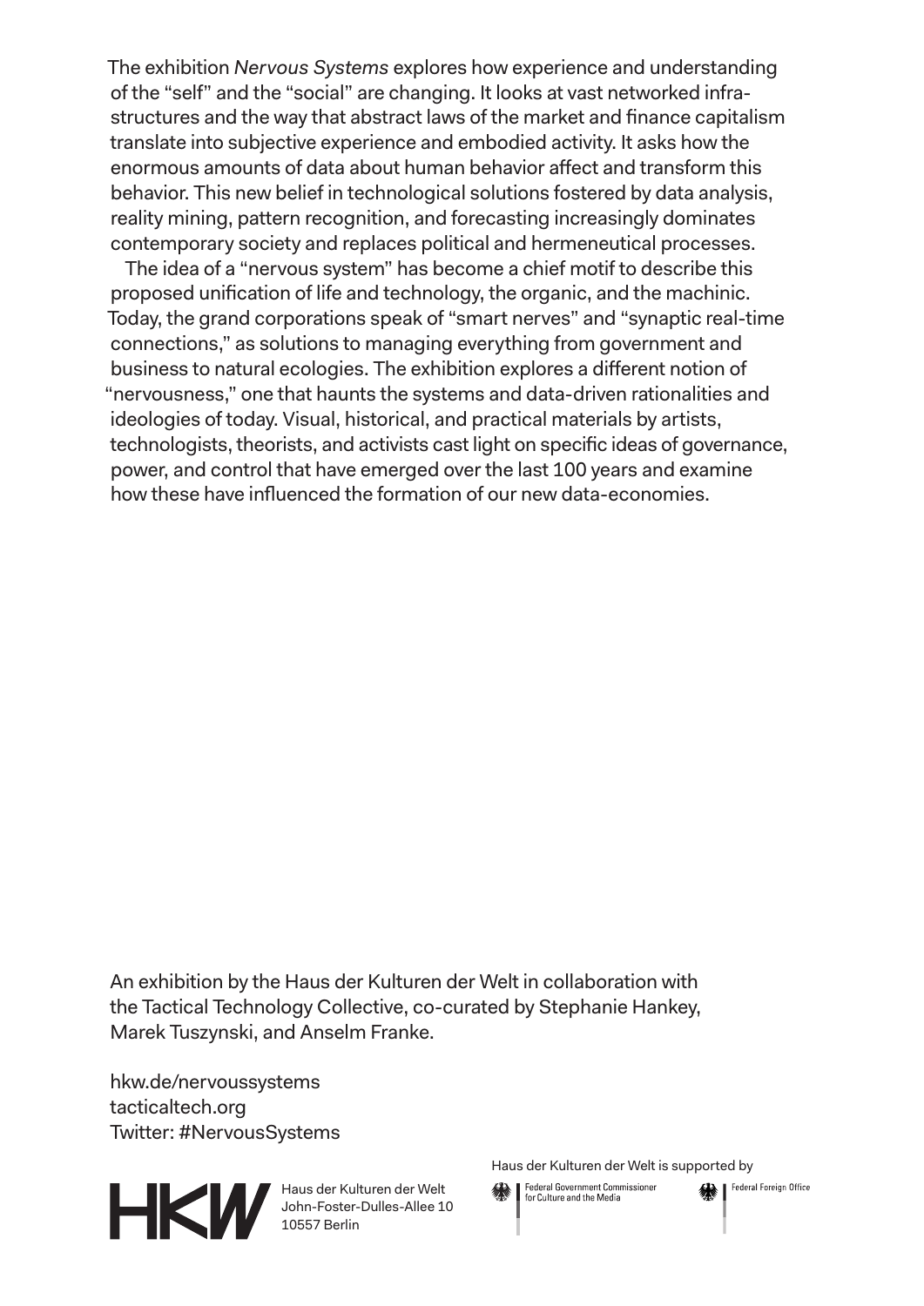The exhibition *Nervous Systems* explores how experience and understanding of the "self" and the "social" are changing. It looks at vast networked infrastructures and the way that abstract laws of the market and finance capitalism translate into subjective experience and embodied activity. It asks how the enormous amounts of data about human behavior affect and transform this behavior. This new belief in technological solutions fostered by data analysis, reality mining, pattern recognition, and forecasting increasingly dominates contemporary society and replaces political and hermeneutical processes.

The idea of a "nervous system" has become a chief motif to describe this proposed unification of life and technology, the organic, and the machinic. Today, the grand corporations speak of "smart nerves" and "synaptic real-time connections," as solutions to managing everything from government and business to natural ecologies. The exhibition explores a different notion of "nervousness," one that haunts the systems and data-driven rationalities and ideologies of today. Visual, historical, and practical materials by artists, technologists, theorists, and activists cast light on specific ideas of governance, power, and control that have emerged over the last 100 years and examine how these have influenced the formation of our new data-economies.

An exhibition by the Haus der Kulturen der Welt in collaboration with the Tactical Technology Collective, co-curated by Stephanie Hankey, Marek Tuszynski, and Anselm Franke.

hkw.de/nervoussystems
tacticaltech.org
Twitter: #NervousSystems

HKW

Haus der Kulturen der Welt
John-Foster-Dulles-Allee 10
10557 Berlin

Haus der Kulturen der Welt is supported by

Federal Government Commissioner for Culture and the Media

Federal Foreign Office